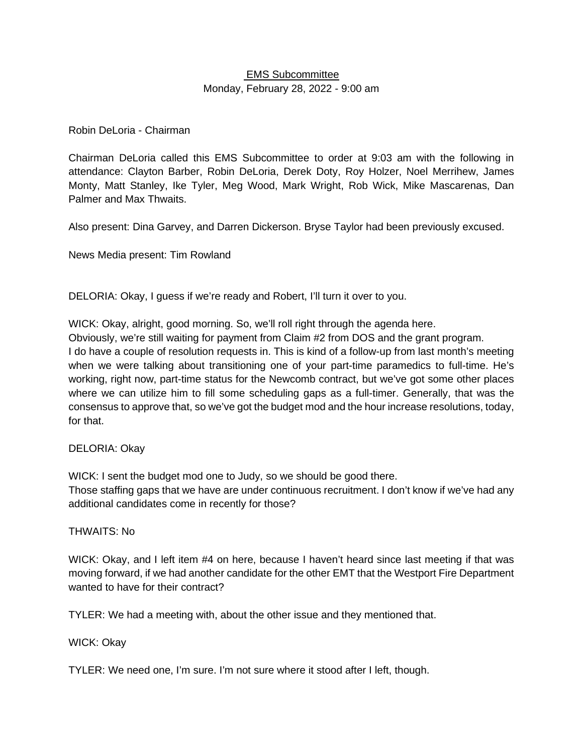<u>EMS Subcommittee</u>

Monday, February 28, 2022 - 9:00 am

Robin DeLoria - Chairman

Chairman DeLoria called this EMS Subcommittee to order at 9:03 am with the following in attendance: Clayton Barber, Robin DeLoria, Derek Doty, Roy Holzer, Noel Merrihew, James Monty, Matt Stanley, Ike Tyler, Meg Wood, Mark Wright, Rob Wick, Mike Mascarenas, Dan Palmer and Max Thwaits.

Also present: Dina Garvey, and Darren Dickerson. Bryse Taylor had been previously excused.

News Media present: Tim Rowland

DELORIA: Okay, I guess if we're ready and Robert, I'll turn it over to you.

WICK: Okay, alright, good morning. So, we'll roll right through the agenda here.
Obviously, we're still waiting for payment from Claim #2 from DOS and the grant program.
I do have a couple of resolution requests in. This is kind of a follow-up from last month's meeting when we were talking about transitioning one of your part-time paramedics to full-time. He's working, right now, part-time status for the Newcomb contract, but we've got some other places where we can utilize him to fill some scheduling gaps as a full-timer. Generally, that was the consensus to approve that, so we've got the budget mod and the hour increase resolutions, today, for that.

DELORIA: Okay

WICK: I sent the budget mod one to Judy, so we should be good there.
Those staffing gaps that we have are under continuous recruitment. I don't know if we've had any additional candidates come in recently for those?

THWAITS: No

WICK: Okay, and I left item #4 on here, because I haven't heard since last meeting if that was moving forward, if we had another candidate for the other EMT that the Westport Fire Department wanted to have for their contract?

TYLER: We had a meeting with, about the other issue and they mentioned that.

WICK: Okay

TYLER: We need one, I'm sure. I'm not sure where it stood after I left, though.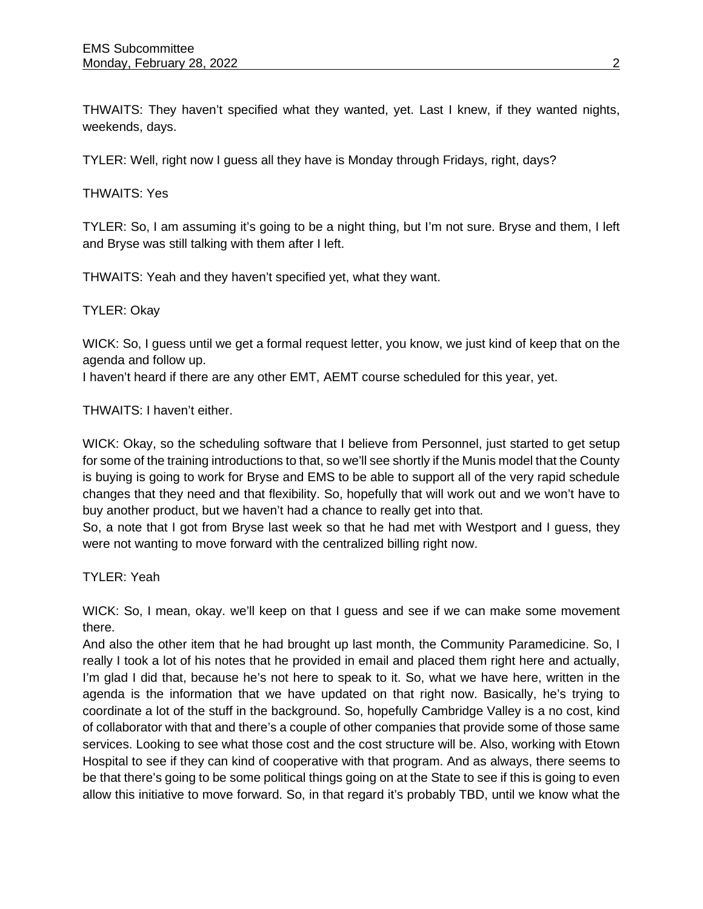THWAITS: They haven't specified what they wanted, yet. Last I knew, if they wanted nights, weekends, days.

TYLER: Well, right now I guess all they have is Monday through Fridays, right, days?

THWAITS: Yes

TYLER: So, I am assuming it's going to be a night thing, but I'm not sure. Bryse and them, I left and Bryse was still talking with them after I left.

THWAITS: Yeah and they haven't specified yet, what they want.

TYLER: Okay

WICK: So, I guess until we get a formal request letter, you know, we just kind of keep that on the agenda and follow up.
I haven't heard if there are any other EMT, AEMT course scheduled for this year, yet.

THWAITS: I haven't either.

WICK: Okay, so the scheduling software that I believe from Personnel, just started to get setup for some of the training introductions to that, so we'll see shortly if the Munis model that the County is buying is going to work for Bryse and EMS to be able to support all of the very rapid schedule changes that they need and that flexibility. So, hopefully that will work out and we won't have to buy another product, but we haven't had a chance to really get into that.
So, a note that I got from Bryse last week so that he had met with Westport and I guess, they were not wanting to move forward with the centralized billing right now.

TYLER: Yeah

WICK: So, I mean, okay. we'll keep on that I guess and see if we can make some movement there.
And also the other item that he had brought up last month, the Community Paramedicine. So, I really I took a lot of his notes that he provided in email and placed them right here and actually, I'm glad I did that, because he's not here to speak to it. So, what we have here, written in the agenda is the information that we have updated on that right now. Basically, he's trying to coordinate a lot of the stuff in the background. So, hopefully Cambridge Valley is a no cost, kind of collaborator with that and there's a couple of other companies that provide some of those same services. Looking to see what those cost and the cost structure will be. Also, working with Etown Hospital to see if they can kind of cooperative with that program. And as always, there seems to be that there's going to be some political things going on at the State to see if this is going to even allow this initiative to move forward. So, in that regard it's probably TBD, until we know what the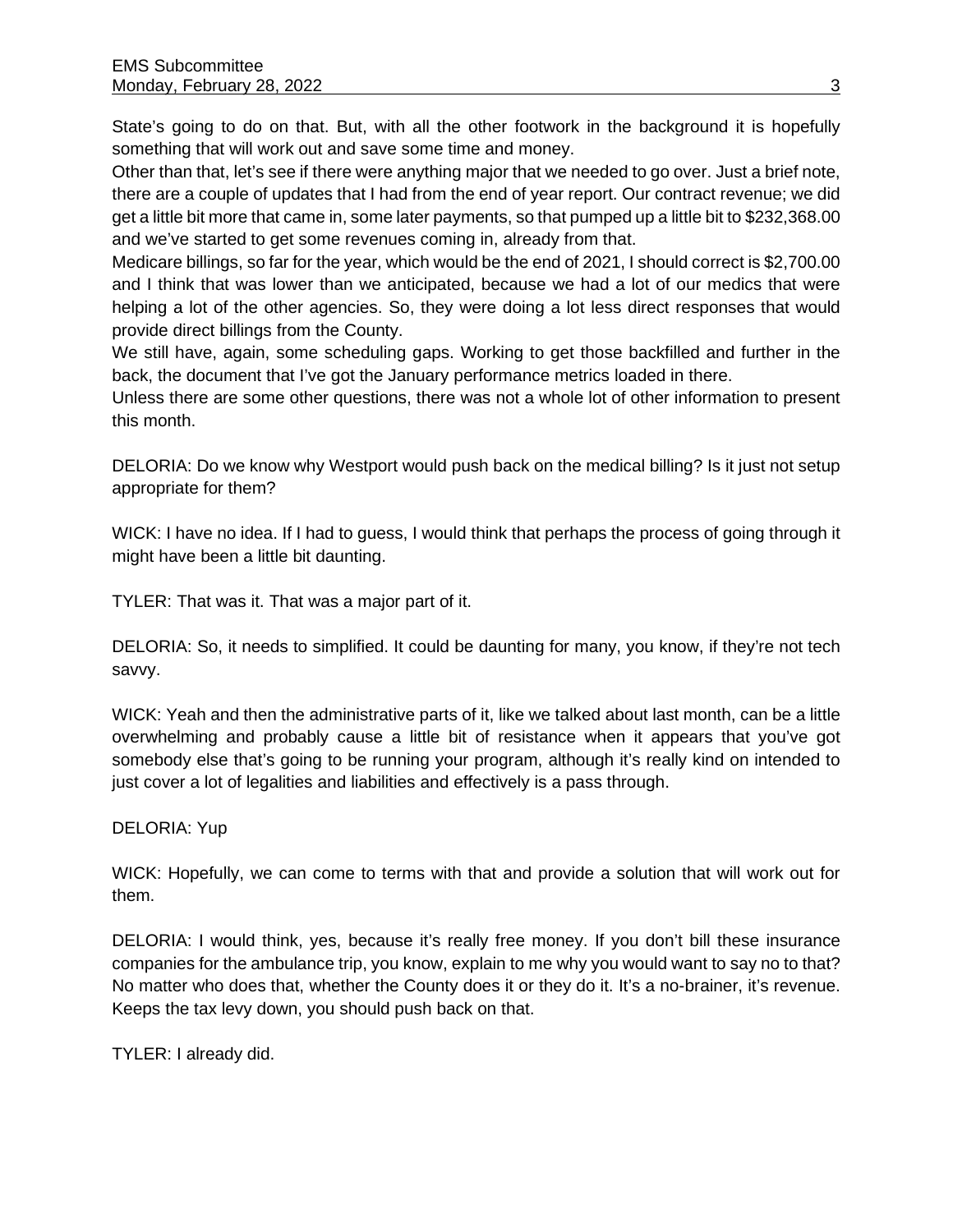State's going to do on that. But, with all the other footwork in the background it is hopefully something that will work out and save some time and money.

Other than that, let's see if there were anything major that we needed to go over. Just a brief note, there are a couple of updates that I had from the end of year report. Our contract revenue; we did get a little bit more that came in, some later payments, so that pumped up a little bit to $232,368.00 and we've started to get some revenues coming in, already from that.

Medicare billings, so far for the year, which would be the end of 2021, I should correct is $2,700.00 and I think that was lower than we anticipated, because we had a lot of our medics that were helping a lot of the other agencies. So, they were doing a lot less direct responses that would provide direct billings from the County.

We still have, again, some scheduling gaps. Working to get those backfilled and further in the back, the document that I've got the January performance metrics loaded in there.

Unless there are some other questions, there was not a whole lot of other information to present this month.

DELORIA: Do we know why Westport would push back on the medical billing? Is it just not setup appropriate for them?

WICK: I have no idea. If I had to guess, I would think that perhaps the process of going through it might have been a little bit daunting.

TYLER: That was it. That was a major part of it.

DELORIA: So, it needs to simplified. It could be daunting for many, you know, if they're not tech savvy.

WICK: Yeah and then the administrative parts of it, like we talked about last month, can be a little overwhelming and probably cause a little bit of resistance when it appears that you've got somebody else that's going to be running your program, although it's really kind on intended to just cover a lot of legalities and liabilities and effectively is a pass through.

DELORIA: Yup

WICK: Hopefully, we can come to terms with that and provide a solution that will work out for them.

DELORIA: I would think, yes, because it's really free money. If you don't bill these insurance companies for the ambulance trip, you know, explain to me why you would want to say no to that? No matter who does that, whether the County does it or they do it. It's a no-brainer, it's revenue. Keeps the tax levy down, you should push back on that.

TYLER: I already did.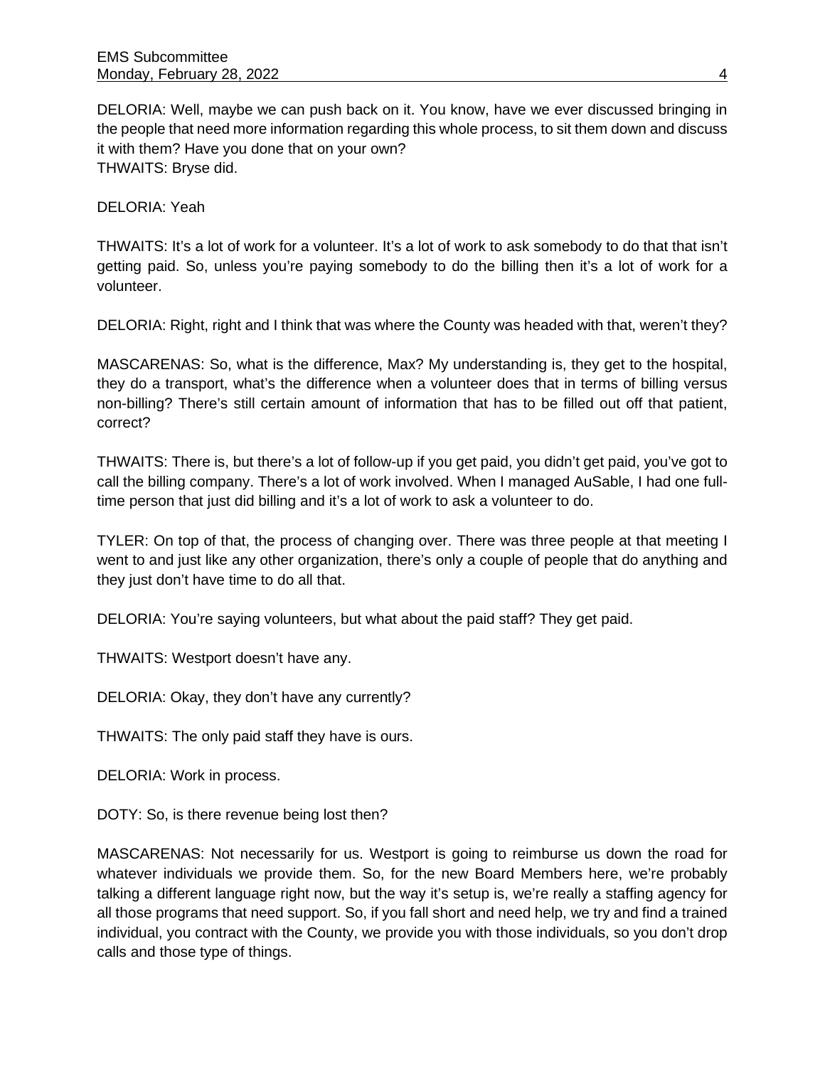DELORIA: Well, maybe we can push back on it. You know, have we ever discussed bringing in the people that need more information regarding this whole process, to sit them down and discuss it with them? Have you done that on your own?
THWAITS: Bryse did.

DELORIA: Yeah

THWAITS: It's a lot of work for a volunteer. It's a lot of work to ask somebody to do that that isn't getting paid. So, unless you're paying somebody to do the billing then it's a lot of work for a volunteer.

DELORIA: Right, right and I think that was where the County was headed with that, weren't they?

MASCARENAS: So, what is the difference, Max? My understanding is, they get to the hospital, they do a transport, what's the difference when a volunteer does that in terms of billing versus non-billing? There's still certain amount of information that has to be filled out off that patient, correct?

THWAITS: There is, but there's a lot of follow-up if you get paid, you didn't get paid, you've got to call the billing company. There's a lot of work involved. When I managed AuSable, I had one full-time person that just did billing and it's a lot of work to ask a volunteer to do.

TYLER: On top of that, the process of changing over. There was three people at that meeting I went to and just like any other organization, there's only a couple of people that do anything and they just don't have time to do all that.

DELORIA: You're saying volunteers, but what about the paid staff? They get paid.

THWAITS: Westport doesn't have any.

DELORIA: Okay, they don't have any currently?

THWAITS: The only paid staff they have is ours.

DELORIA: Work in process.

DOTY: So, is there revenue being lost then?

MASCARENAS: Not necessarily for us. Westport is going to reimburse us down the road for whatever individuals we provide them. So, for the new Board Members here, we're probably talking a different language right now, but the way it's setup is, we're really a staffing agency for all those programs that need support. So, if you fall short and need help, we try and find a trained individual, you contract with the County, we provide you with those individuals, so you don't drop calls and those type of things.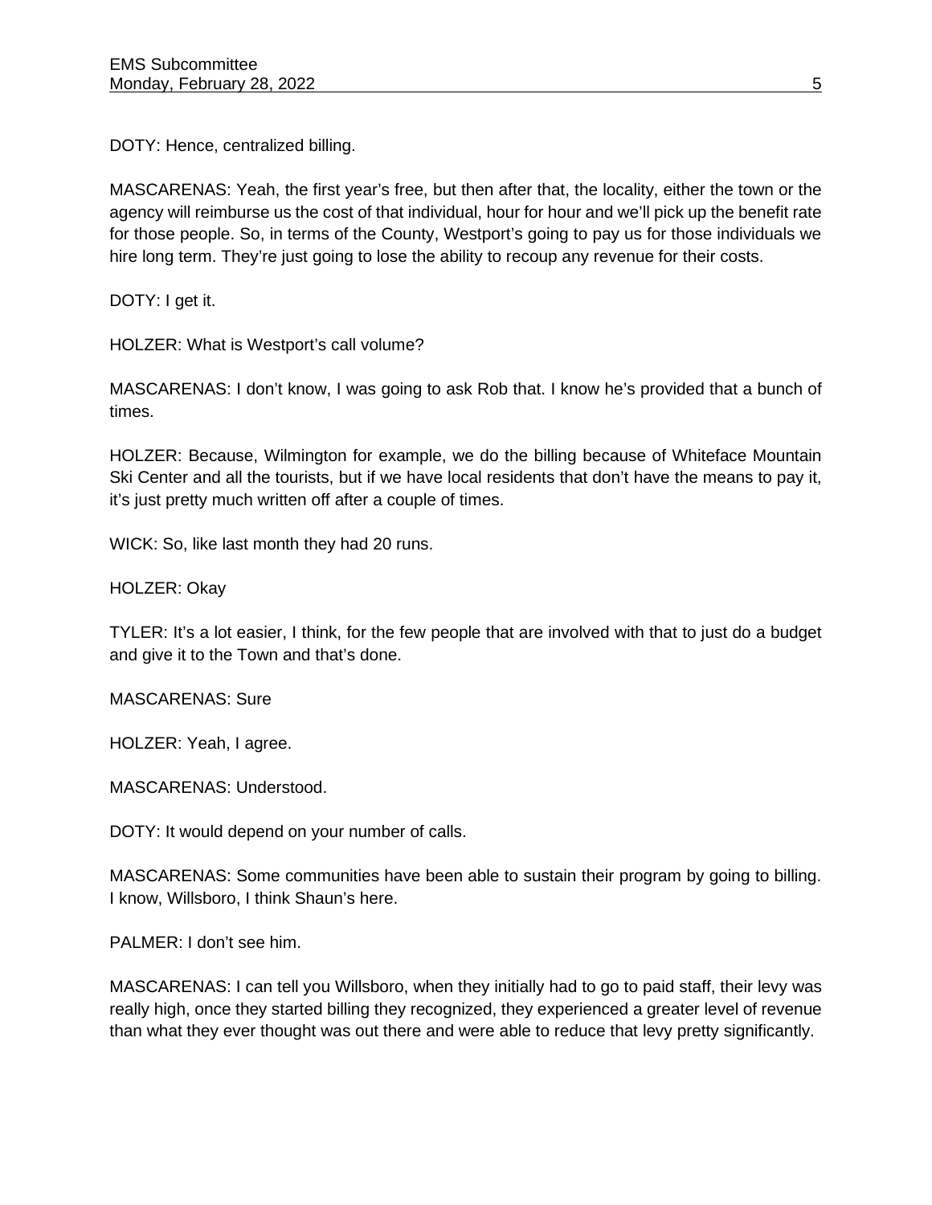DOTY: Hence, centralized billing.

MASCARENAS: Yeah, the first year's free, but then after that, the locality, either the town or the agency will reimburse us the cost of that individual, hour for hour and we'll pick up the benefit rate for those people. So, in terms of the County, Westport's going to pay us for those individuals we hire long term. They're just going to lose the ability to recoup any revenue for their costs.

DOTY: I get it.

HOLZER: What is Westport's call volume?

MASCARENAS: I don't know, I was going to ask Rob that. I know he's provided that a bunch of times.

HOLZER: Because, Wilmington for example, we do the billing because of Whiteface Mountain Ski Center and all the tourists, but if we have local residents that don't have the means to pay it, it's just pretty much written off after a couple of times.

WICK: So, like last month they had 20 runs.

HOLZER: Okay

TYLER: It's a lot easier, I think, for the few people that are involved with that to just do a budget and give it to the Town and that's done.

MASCARENAS: Sure

HOLZER: Yeah, I agree.

MASCARENAS: Understood.

DOTY: It would depend on your number of calls.

MASCARENAS: Some communities have been able to sustain their program by going to billing. I know, Willsboro, I think Shaun's here.

PALMER: I don't see him.

MASCARENAS: I can tell you Willsboro, when they initially had to go to paid staff, their levy was really high, once they started billing they recognized, they experienced a greater level of revenue than what they ever thought was out there and were able to reduce that levy pretty significantly.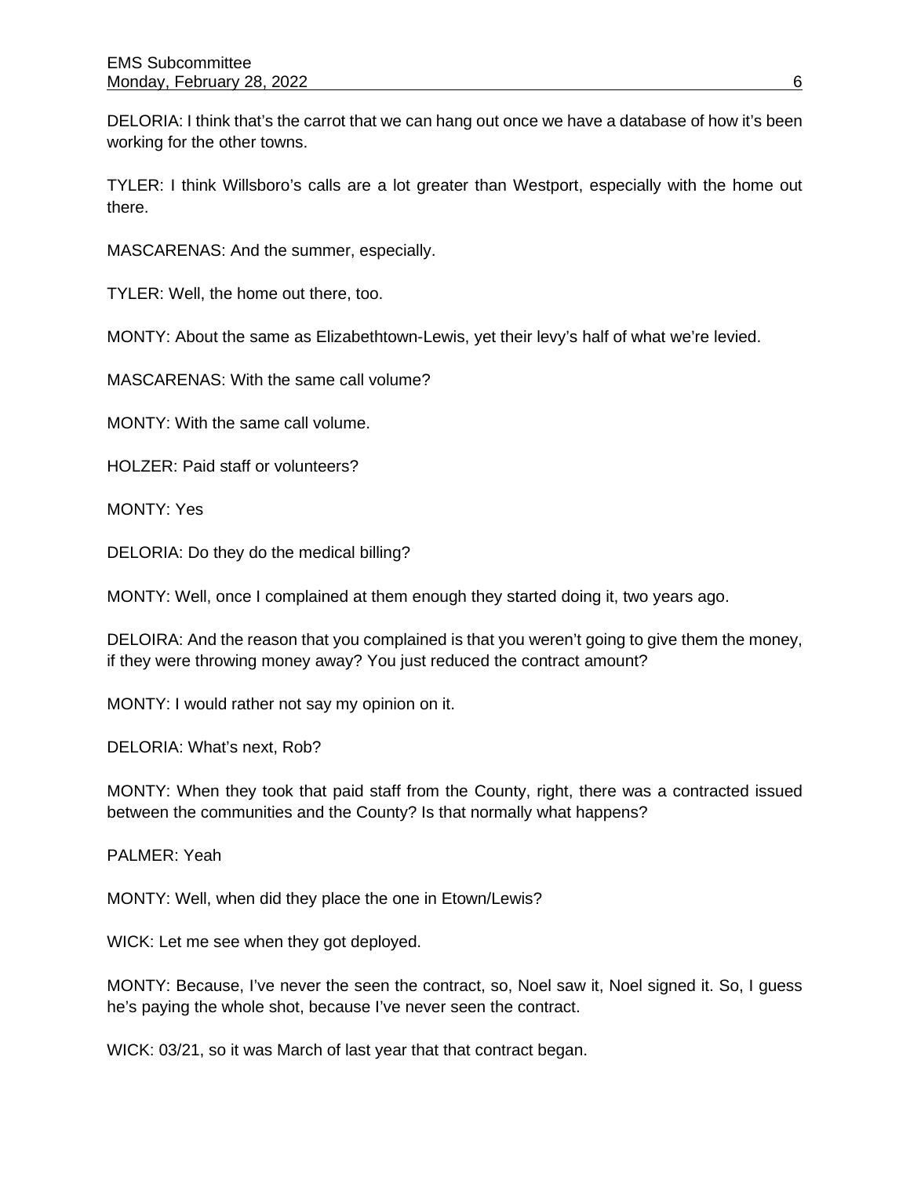DELORIA: I think that's the carrot that we can hang out once we have a database of how it's been working for the other towns.

TYLER: I think Willsboro's calls are a lot greater than Westport, especially with the home out there.

MASCARENAS: And the summer, especially.

TYLER: Well, the home out there, too.

MONTY: About the same as Elizabethtown-Lewis, yet their levy's half of what we're levied.

MASCARENAS: With the same call volume?

MONTY: With the same call volume.

HOLZER: Paid staff or volunteers?

MONTY: Yes

DELORIA: Do they do the medical billing?

MONTY: Well, once I complained at them enough they started doing it, two years ago.

DELOIRA: And the reason that you complained is that you weren't going to give them the money, if they were throwing money away? You just reduced the contract amount?

MONTY: I would rather not say my opinion on it.

DELORIA: What's next, Rob?

MONTY: When they took that paid staff from the County, right, there was a contracted issued between the communities and the County? Is that normally what happens?

PALMER: Yeah

MONTY: Well, when did they place the one in Etown/Lewis?

WICK: Let me see when they got deployed.

MONTY: Because, I've never the seen the contract, so, Noel saw it, Noel signed it. So, I guess he's paying the whole shot, because I've never seen the contract.

WICK: 03/21, so it was March of last year that that contract began.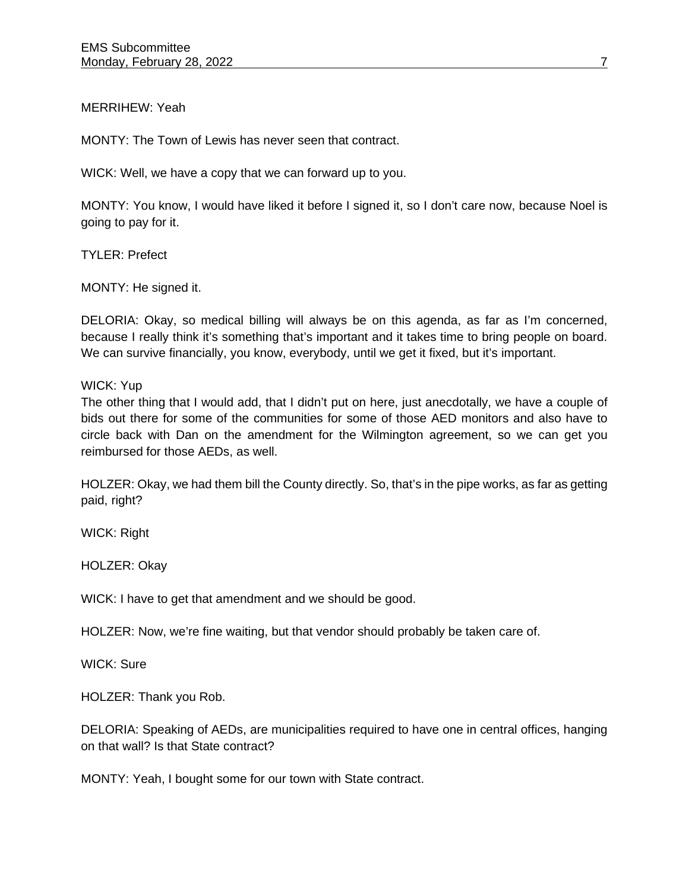MERRIHEW: Yeah

MONTY: The Town of Lewis has never seen that contract.

WICK: Well, we have a copy that we can forward up to you.

MONTY: You know, I would have liked it before I signed it, so I don't care now, because Noel is going to pay for it.

TYLER: Prefect

MONTY: He signed it.

DELORIA: Okay, so medical billing will always be on this agenda, as far as I'm concerned, because I really think it's something that's important and it takes time to bring people on board. We can survive financially, you know, everybody, until we get it fixed, but it's important.

WICK: Yup
The other thing that I would add, that I didn't put on here, just anecdotally, we have a couple of bids out there for some of the communities for some of those AED monitors and also have to circle back with Dan on the amendment for the Wilmington agreement, so we can get you reimbursed for those AEDs, as well.

HOLZER: Okay, we had them bill the County directly. So, that's in the pipe works, as far as getting paid, right?

WICK: Right

HOLZER: Okay

WICK: I have to get that amendment and we should be good.

HOLZER: Now, we're fine waiting, but that vendor should probably be taken care of.

WICK: Sure

HOLZER: Thank you Rob.

DELORIA: Speaking of AEDs, are municipalities required to have one in central offices, hanging on that wall? Is that State contract?

MONTY: Yeah, I bought some for our town with State contract.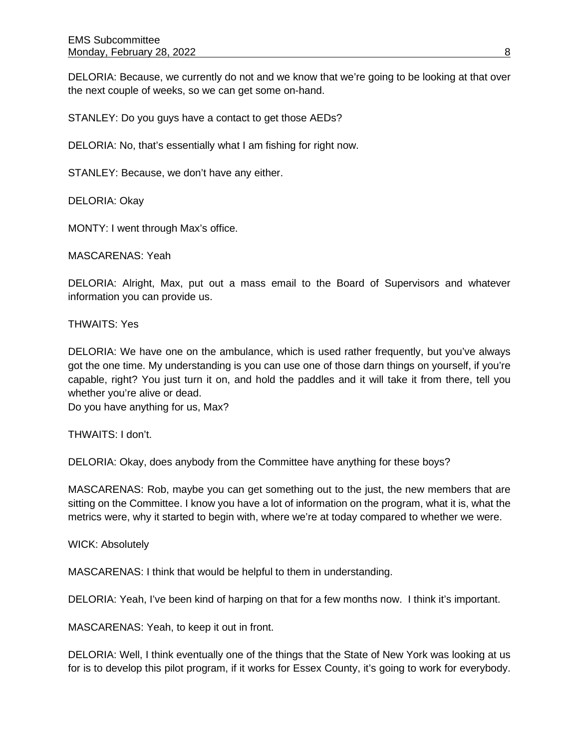DELORIA: Because, we currently do not and we know that we're going to be looking at that over the next couple of weeks, so we can get some on-hand.

STANLEY: Do you guys have a contact to get those AEDs?

DELORIA: No, that's essentially what I am fishing for right now.

STANLEY: Because, we don't have any either.

DELORIA: Okay

MONTY: I went through Max's office.

MASCARENAS: Yeah

DELORIA: Alright, Max, put out a mass email to the Board of Supervisors and whatever information you can provide us.

THWAITS: Yes

DELORIA: We have one on the ambulance, which is used rather frequently, but you've always got the one time. My understanding is you can use one of those darn things on yourself, if you're capable, right? You just turn it on, and hold the paddles and it will take it from there, tell you whether you're alive or dead.
Do you have anything for us, Max?

THWAITS: I don't.

DELORIA: Okay, does anybody from the Committee have anything for these boys?

MASCARENAS: Rob, maybe you can get something out to the just, the new members that are sitting on the Committee. I know you have a lot of information on the program, what it is, what the metrics were, why it started to begin with, where we're at today compared to whether we were.

WICK: Absolutely

MASCARENAS: I think that would be helpful to them in understanding.

DELORIA: Yeah, I've been kind of harping on that for a few months now. I think it's important.

MASCARENAS: Yeah, to keep it out in front.

DELORIA: Well, I think eventually one of the things that the State of New York was looking at us for is to develop this pilot program, if it works for Essex County, it's going to work for everybody.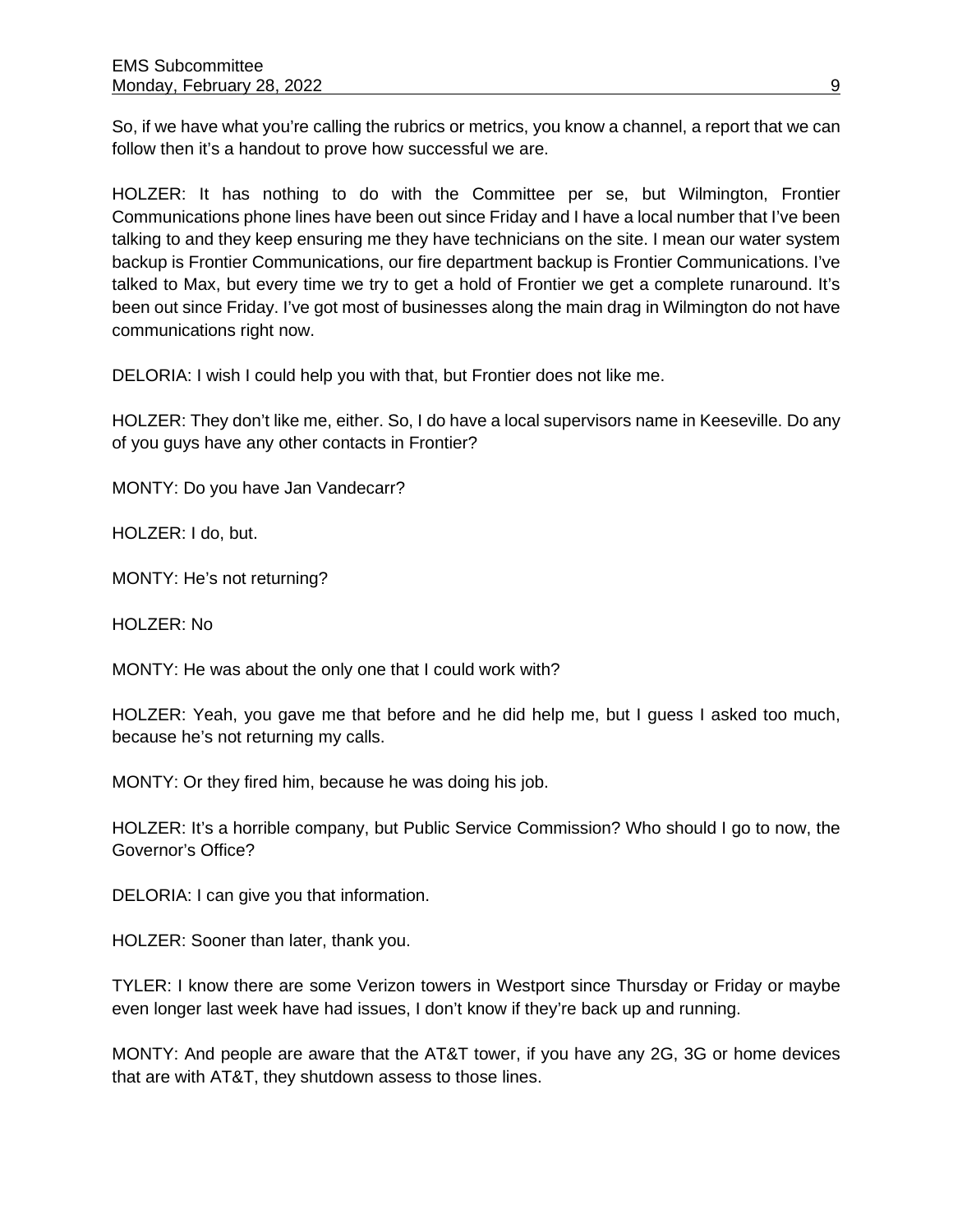So, if we have what you're calling the rubrics or metrics, you know a channel, a report that we can follow then it's a handout to prove how successful we are.

HOLZER: It has nothing to do with the Committee per se, but Wilmington, Frontier Communications phone lines have been out since Friday and I have a local number that I've been talking to and they keep ensuring me they have technicians on the site. I mean our water system backup is Frontier Communications, our fire department backup is Frontier Communications. I've talked to Max, but every time we try to get a hold of Frontier we get a complete runaround. It's been out since Friday. I've got most of businesses along the main drag in Wilmington do not have communications right now.

DELORIA: I wish I could help you with that, but Frontier does not like me.

HOLZER: They don't like me, either. So, I do have a local supervisors name in Keeseville. Do any of you guys have any other contacts in Frontier?

MONTY: Do you have Jan Vandecarr?

HOLZER: I do, but.

MONTY: He's not returning?

HOLZER: No

MONTY: He was about the only one that I could work with?

HOLZER: Yeah, you gave me that before and he did help me, but I guess I asked too much, because he's not returning my calls.

MONTY: Or they fired him, because he was doing his job.

HOLZER: It's a horrible company, but Public Service Commission? Who should I go to now, the Governor's Office?

DELORIA: I can give you that information.

HOLZER: Sooner than later, thank you.

TYLER: I know there are some Verizon towers in Westport since Thursday or Friday or maybe even longer last week have had issues, I don't know if they're back up and running.

MONTY: And people are aware that the AT&T tower, if you have any 2G, 3G or home devices that are with AT&T, they shutdown assess to those lines.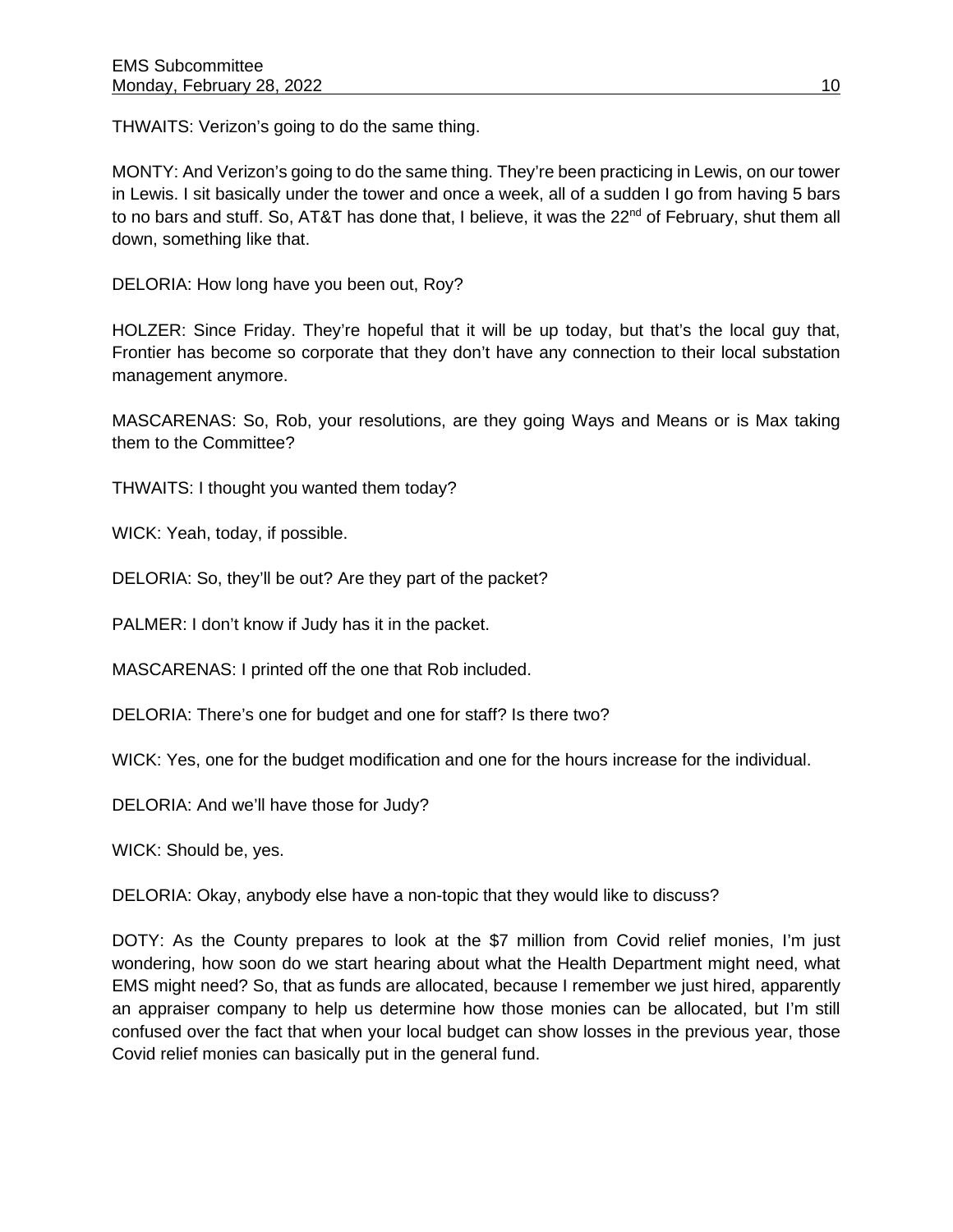THWAITS: Verizon's going to do the same thing.

MONTY: And Verizon's going to do the same thing. They're been practicing in Lewis, on our tower in Lewis. I sit basically under the tower and once a week, all of a sudden I go from having 5 bars to no bars and stuff. So, AT&T has done that, I believe, it was the 22nd of February, shut them all down, something like that.

DELORIA: How long have you been out, Roy?

HOLZER: Since Friday. They're hopeful that it will be up today, but that's the local guy that, Frontier has become so corporate that they don't have any connection to their local substation management anymore.

MASCARENAS: So, Rob, your resolutions, are they going Ways and Means or is Max taking them to the Committee?

THWAITS: I thought you wanted them today?

WICK: Yeah, today, if possible.

DELORIA: So, they'll be out? Are they part of the packet?

PALMER: I don't know if Judy has it in the packet.

MASCARENAS: I printed off the one that Rob included.

DELORIA: There's one for budget and one for staff? Is there two?

WICK: Yes, one for the budget modification and one for the hours increase for the individual.

DELORIA: And we'll have those for Judy?

WICK: Should be, yes.

DELORIA: Okay, anybody else have a non-topic that they would like to discuss?

DOTY: As the County prepares to look at the $7 million from Covid relief monies, I'm just wondering, how soon do we start hearing about what the Health Department might need, what EMS might need? So, that as funds are allocated, because I remember we just hired, apparently an appraiser company to help us determine how those monies can be allocated, but I'm still confused over the fact that when your local budget can show losses in the previous year, those Covid relief monies can basically put in the general fund.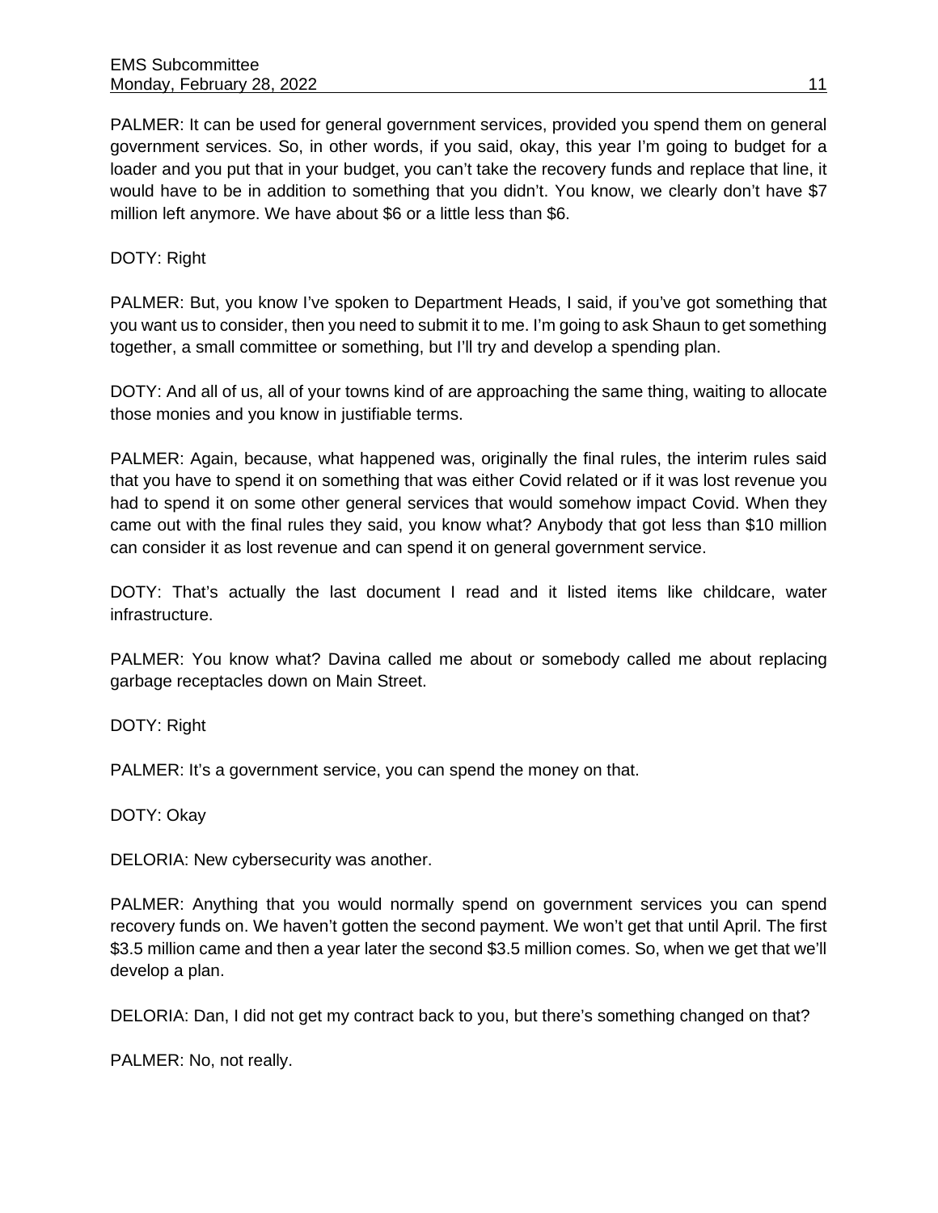PALMER: It can be used for general government services, provided you spend them on general government services. So, in other words, if you said, okay, this year I'm going to budget for a loader and you put that in your budget, you can't take the recovery funds and replace that line, it would have to be in addition to something that you didn't. You know, we clearly don't have $7 million left anymore. We have about $6 or a little less than $6.

DOTY: Right

PALMER: But, you know I've spoken to Department Heads, I said, if you've got something that you want us to consider, then you need to submit it to me. I'm going to ask Shaun to get something together, a small committee or something, but I'll try and develop a spending plan.

DOTY: And all of us, all of your towns kind of are approaching the same thing, waiting to allocate those monies and you know in justifiable terms.

PALMER: Again, because, what happened was, originally the final rules, the interim rules said that you have to spend it on something that was either Covid related or if it was lost revenue you had to spend it on some other general services that would somehow impact Covid. When they came out with the final rules they said, you know what? Anybody that got less than $10 million can consider it as lost revenue and can spend it on general government service.

DOTY: That's actually the last document I read and it listed items like childcare, water infrastructure.

PALMER: You know what? Davina called me about or somebody called me about replacing garbage receptacles down on Main Street.

DOTY: Right

PALMER: It's a government service, you can spend the money on that.

DOTY: Okay

DELORIA: New cybersecurity was another.

PALMER: Anything that you would normally spend on government services you can spend recovery funds on. We haven't gotten the second payment. We won't get that until April. The first $3.5 million came and then a year later the second $3.5 million comes. So, when we get that we'll develop a plan.

DELORIA: Dan, I did not get my contract back to you, but there's something changed on that?

PALMER: No, not really.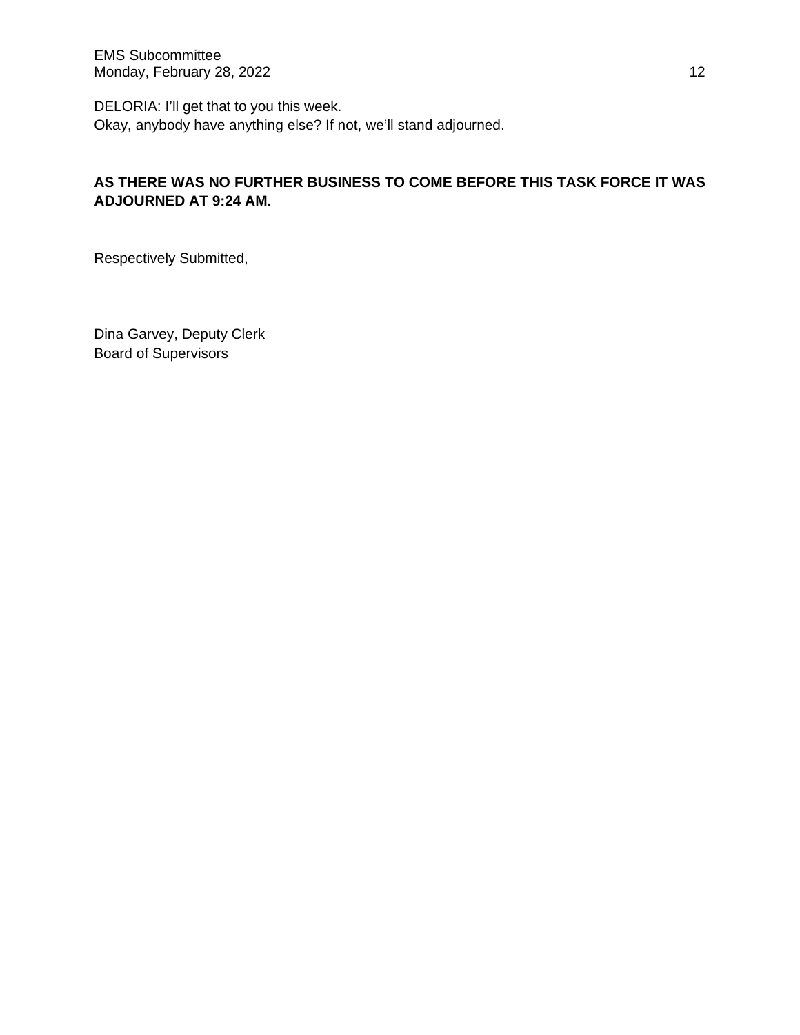DELORIA: I'll get that to you this week.
Okay, anybody have anything else? If not, we'll stand adjourned.

**AS THERE WAS NO FURTHER BUSINESS TO COME BEFORE THIS TASK FORCE IT WAS ADJOURNED AT 9:24 AM.**

Respectively Submitted,

Dina Garvey, Deputy Clerk
Board of Supervisors